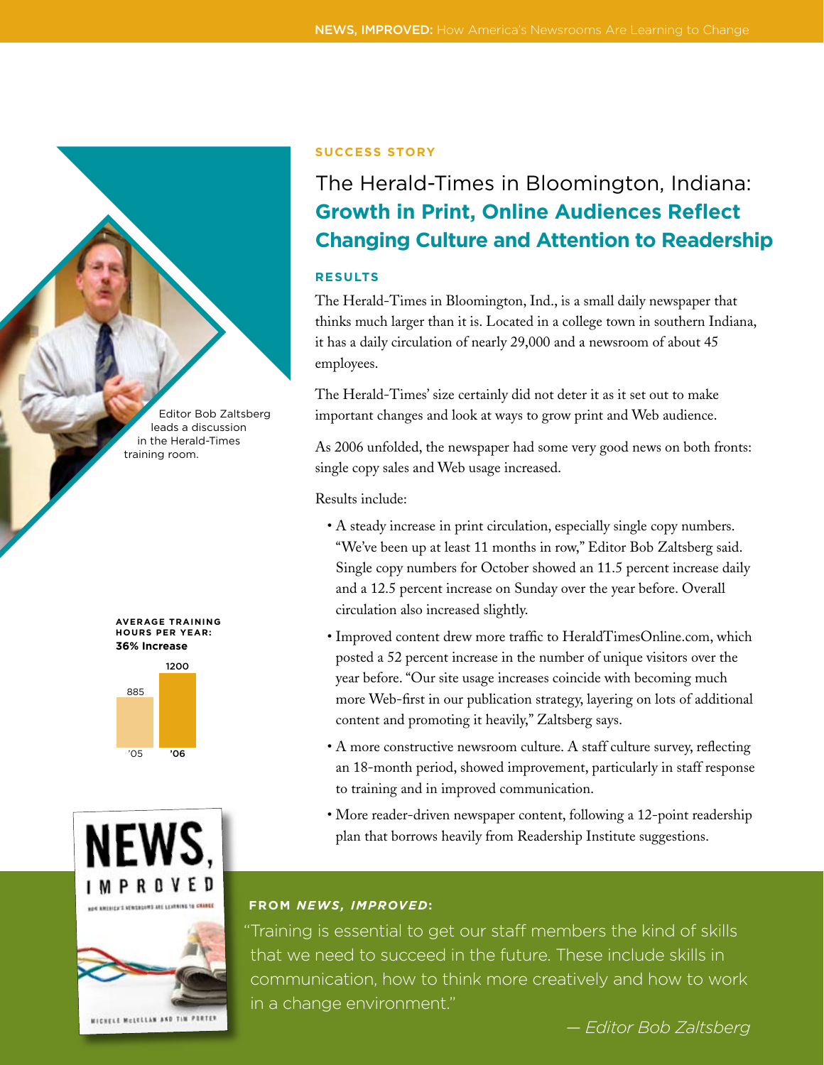SUCCESS STORY

# The Herald-Times in Bloomington, Indiana: **Growth in Print, Online Audiences Reflect Changing Culture and Attention to Readership**

Editor Bob Zaltsberg leads a discussion in the Herald-Times training room.

## RESULTS

The Herald-Times in Bloomington, Ind., is a small daily newspaper that thinks much larger than it is. Located in a college town in southern Indiana, it has a daily circulation of nearly 29,000 and a newsroom of about 45 employees.

The Herald-Times' size certainly did not deter it as it set out to make important changes and look at ways to grow print and Web audience.

As 2006 unfolded, the newspaper had some very good news on both fronts: single copy sales and Web usage increased.

Results include:

- A steady increase in print circulation, especially single copy numbers. "We've been up at least 11 months in row," Editor Bob Zaltsberg said. Single copy numbers for October showed an 11.5 percent increase daily and a 12.5 percent increase on Sunday over the year before. Overall circulation also increased slightly.
- Improved content drew more traffic to HeraldTimesOnline.com, which posted a 52 percent increase in the number of unique visitors over the year before. "Our site usage increases coincide with becoming much more Web-first in our publication strategy, layering on lots of additional content and promoting it heavily," Zaltsberg says.
- A more constructive newsroom culture. A staff culture survey, reflecting an 18-month period, showed improvement, particularly in staff response to training and in improved communication.
- More reader-driven newspaper content, following a 12-point readership plan that borrows heavily from Readership Institute suggestions.

**AVERAGE TRAINING HOURS PER YEAR: 36% Increase**

| Year | Hours |
|---|---|
| '05 | 885 |
| '06 | 1200 |

**FROM *NEWS, IMPROVED*:**

"Training is essential to get our staff members the kind of skills that we need to succeed in the future. These include skills in communication, how to think more creatively and how to work in a change environment."

*— Editor Bob Zaltsberg*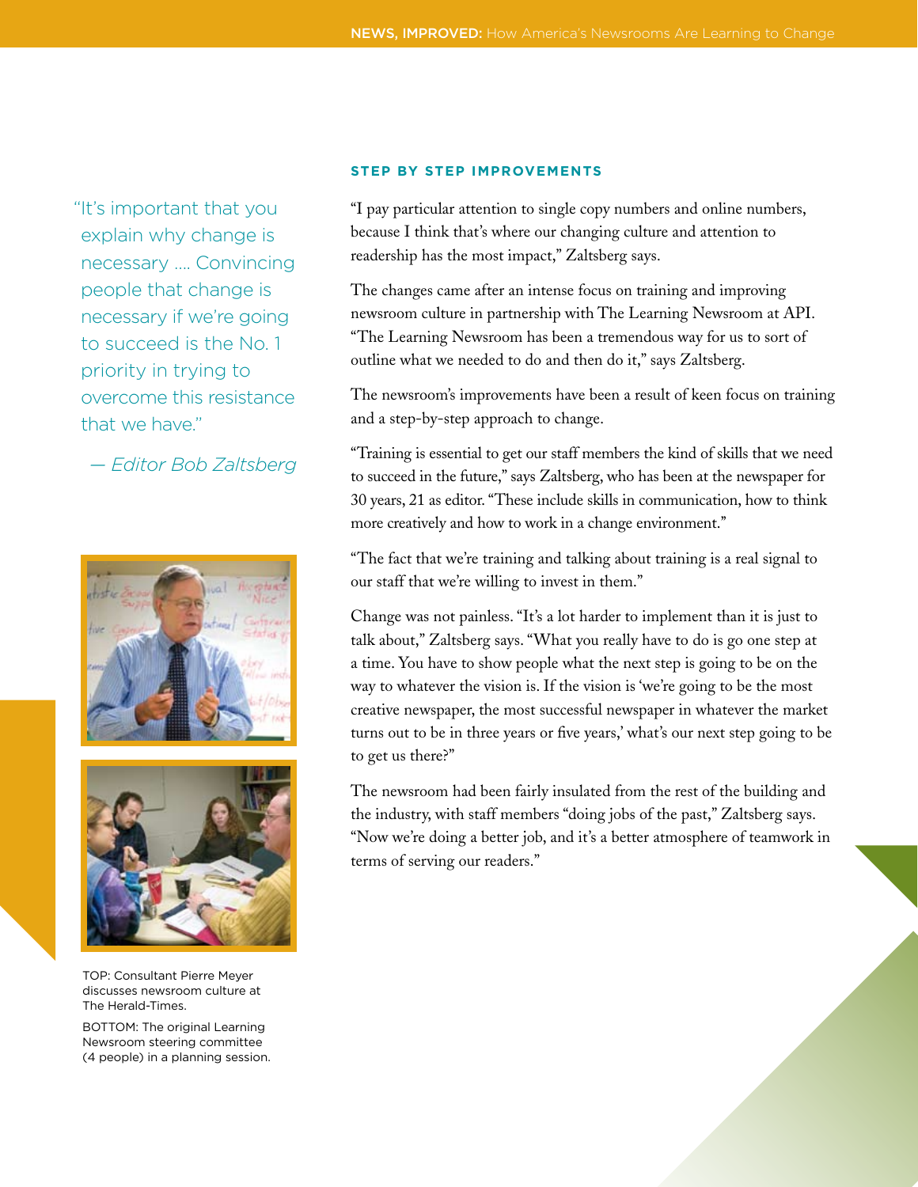> "It's important that you explain why change is necessary .... Convincing people that change is necessary if we're going to succeed is the No. 1 priority in trying to overcome this resistance that we have."
>
> *— Editor Bob Zaltsberg*

TOP: Consultant Pierre Meyer discusses newsroom culture at The Herald-Times.

BOTTOM: The original Learning Newsroom steering committee (4 people) in a planning session.

### STEP BY STEP IMPROVEMENTS

"I pay particular attention to single copy numbers and online numbers, because I think that's where our changing culture and attention to readership has the most impact," Zaltsberg says.

The changes came after an intense focus on training and improving newsroom culture in partnership with The Learning Newsroom at API. "The Learning Newsroom has been a tremendous way for us to sort of outline what we needed to do and then do it," says Zaltsberg.

The newsroom's improvements have been a result of keen focus on training and a step-by-step approach to change.

"Training is essential to get our staff members the kind of skills that we need to succeed in the future," says Zaltsberg, who has been at the newspaper for 30 years, 21 as editor. "These include skills in communication, how to think more creatively and how to work in a change environment."

"The fact that we're training and talking about training is a real signal to our staff that we're willing to invest in them."

Change was not painless. "It's a lot harder to implement than it is just to talk about," Zaltsberg says. "What you really have to do is go one step at a time. You have to show people what the next step is going to be on the way to whatever the vision is. If the vision is 'we're going to be the most creative newspaper, the most successful newspaper in whatever the market turns out to be in three years or five years,' what's our next step going to be to get us there?"

The newsroom had been fairly insulated from the rest of the building and the industry, with staff members "doing jobs of the past," Zaltsberg says. "Now we're doing a better job, and it's a better atmosphere of teamwork in terms of serving our readers."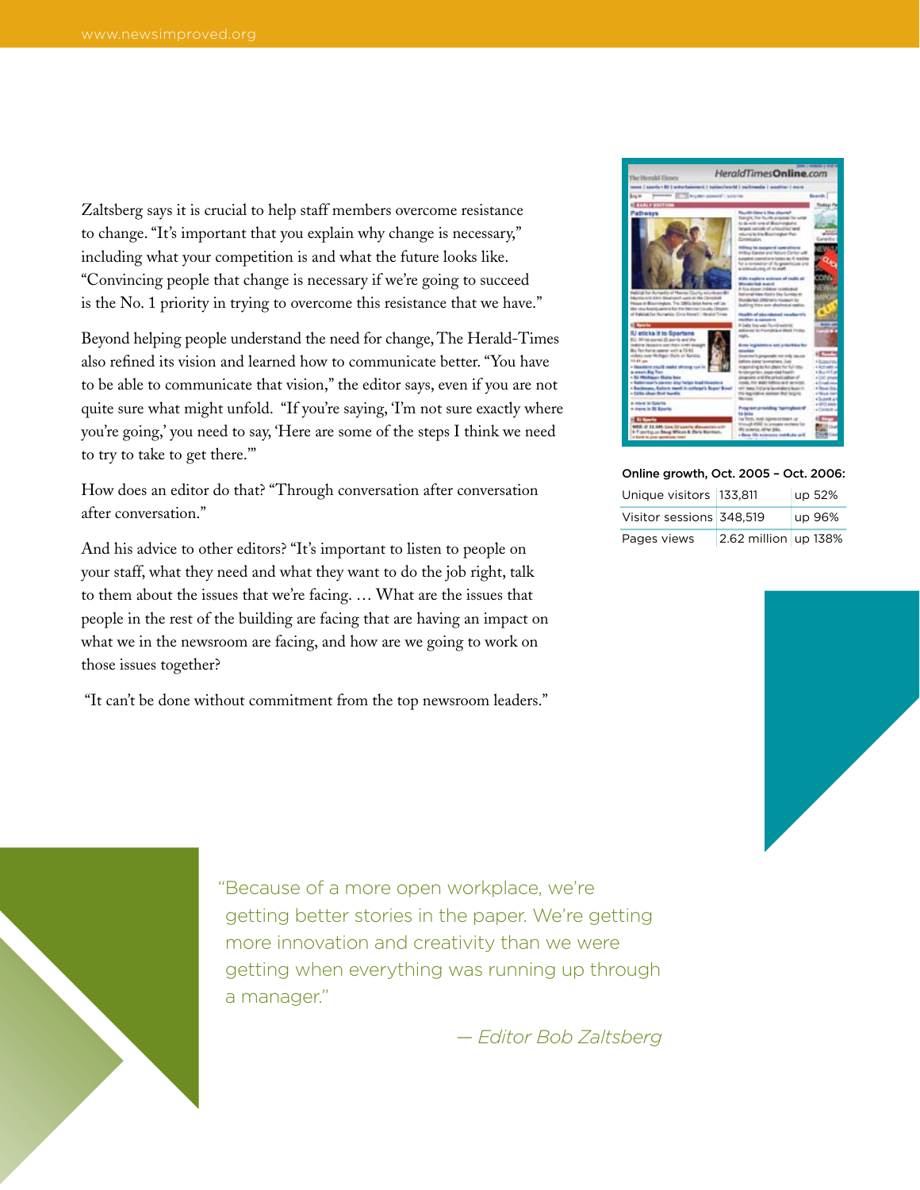Zaltsberg says it is crucial to help staff members overcome resistance to change. "It's important that you explain why change is necessary," including what your competition is and what the future looks like. "Convincing people that change is necessary if we're going to succeed is the No. 1 priority in trying to overcome this resistance that we have."

Beyond helping people understand the need for change, The Herald-Times also refined its vision and learned how to communicate better. "You have to be able to communicate that vision," the editor says, even if you are not quite sure what might unfold. "If you're saying, 'I'm not sure exactly where you're going,' you need to say, 'Here are some of the steps I think we need to try to take to get there.'"

How does an editor do that? "Through conversation after conversation after conversation."

And his advice to other editors? "It's important to listen to people on your staff, what they need and what they want to do the job right, talk to them about the issues that we're facing. … What are the issues that people in the rest of the building are facing that are having an impact on what we in the newsroom are facing, and how are we going to work on those issues together?

"It can't be done without commitment from the top newsroom leaders."

**Online growth, Oct. 2005 – Oct. 2006:**

| | | |
|---|---|---|
| Unique visitors | 133,811 | up 52% |
| Visitor sessions | 348,519 | up 96% |
| Pages views | 2.62 million | up 138% |

"Because of a more open workplace, we're getting better stories in the paper. We're getting more innovation and creativity than we were getting when everything was running up through a manager."

*— Editor Bob Zaltsberg*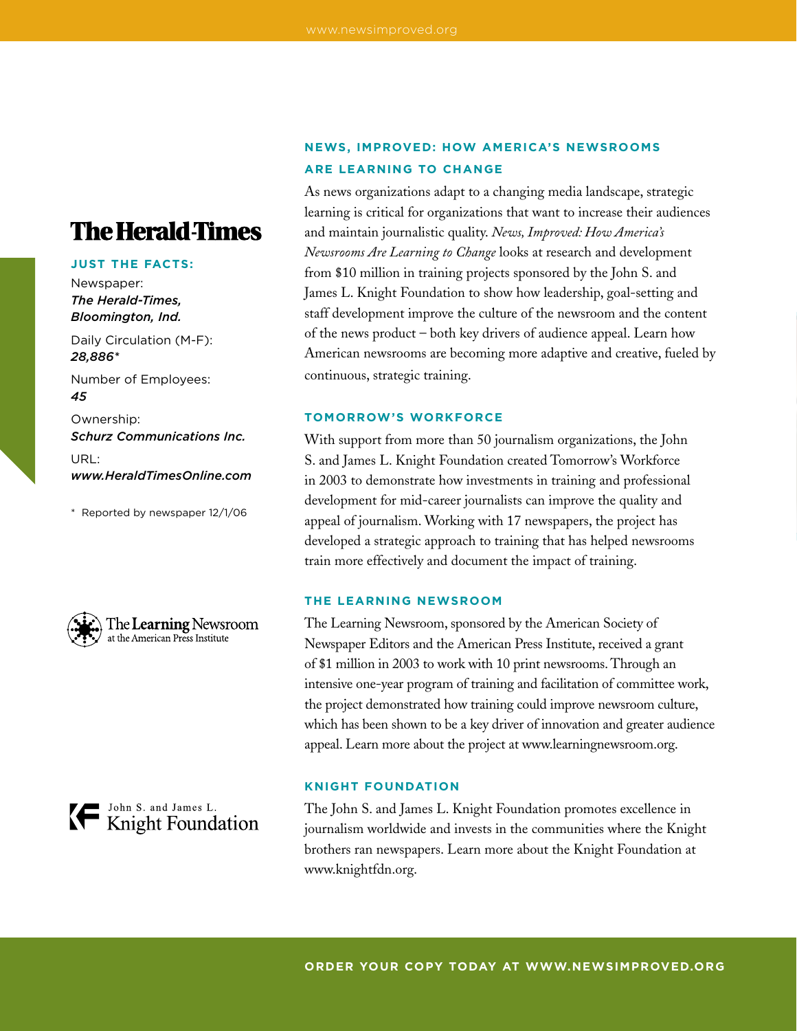# The Herald-Times

**JUST THE FACTS:**

Newspaper:
***The Herald-Times, Bloomington, Ind.***

Daily Circulation (M-F):
***28,886****

Number of Employees:
***45***

Ownership:
***Schurz Communications Inc.***

URL:
***www.HeraldTimesOnline.com***

* Reported by newspaper 12/1/06

The Learning Newsroom at the American Press Institute

John S. and James L. Knight Foundation

## NEWS, IMPROVED: HOW AMERICA'S NEWSROOMS ARE LEARNING TO CHANGE

As news organizations adapt to a changing media landscape, strategic learning is critical for organizations that want to increase their audiences and maintain journalistic quality. *News, Improved: How America's Newsrooms Are Learning to Change* looks at research and development from $10 million in training projects sponsored by the John S. and James L. Knight Foundation to show how leadership, goal-setting and staff development improve the culture of the newsroom and the content of the news product – both key drivers of audience appeal. Learn how American newsrooms are becoming more adaptive and creative, fueled by continuous, strategic training.

## TOMORROW'S WORKFORCE

With support from more than 50 journalism organizations, the John S. and James L. Knight Foundation created Tomorrow's Workforce in 2003 to demonstrate how investments in training and professional development for mid-career journalists can improve the quality and appeal of journalism. Working with 17 newspapers, the project has developed a strategic approach to training that has helped newsrooms train more effectively and document the impact of training.

## THE LEARNING NEWSROOM

The Learning Newsroom, sponsored by the American Society of Newspaper Editors and the American Press Institute, received a grant of $1 million in 2003 to work with 10 print newsrooms. Through an intensive one-year program of training and facilitation of committee work, the project demonstrated how training could improve newsroom culture, which has been shown to be a key driver of innovation and greater audience appeal. Learn more about the project at www.learningnewsroom.org.

## KNIGHT FOUNDATION

The John S. and James L. Knight Foundation promotes excellence in journalism worldwide and invests in the communities where the Knight brothers ran newspapers. Learn more about the Knight Foundation at www.knightfdn.org.

**ORDER YOUR COPY TODAY AT WWW.NEWSIMPROVED.ORG**